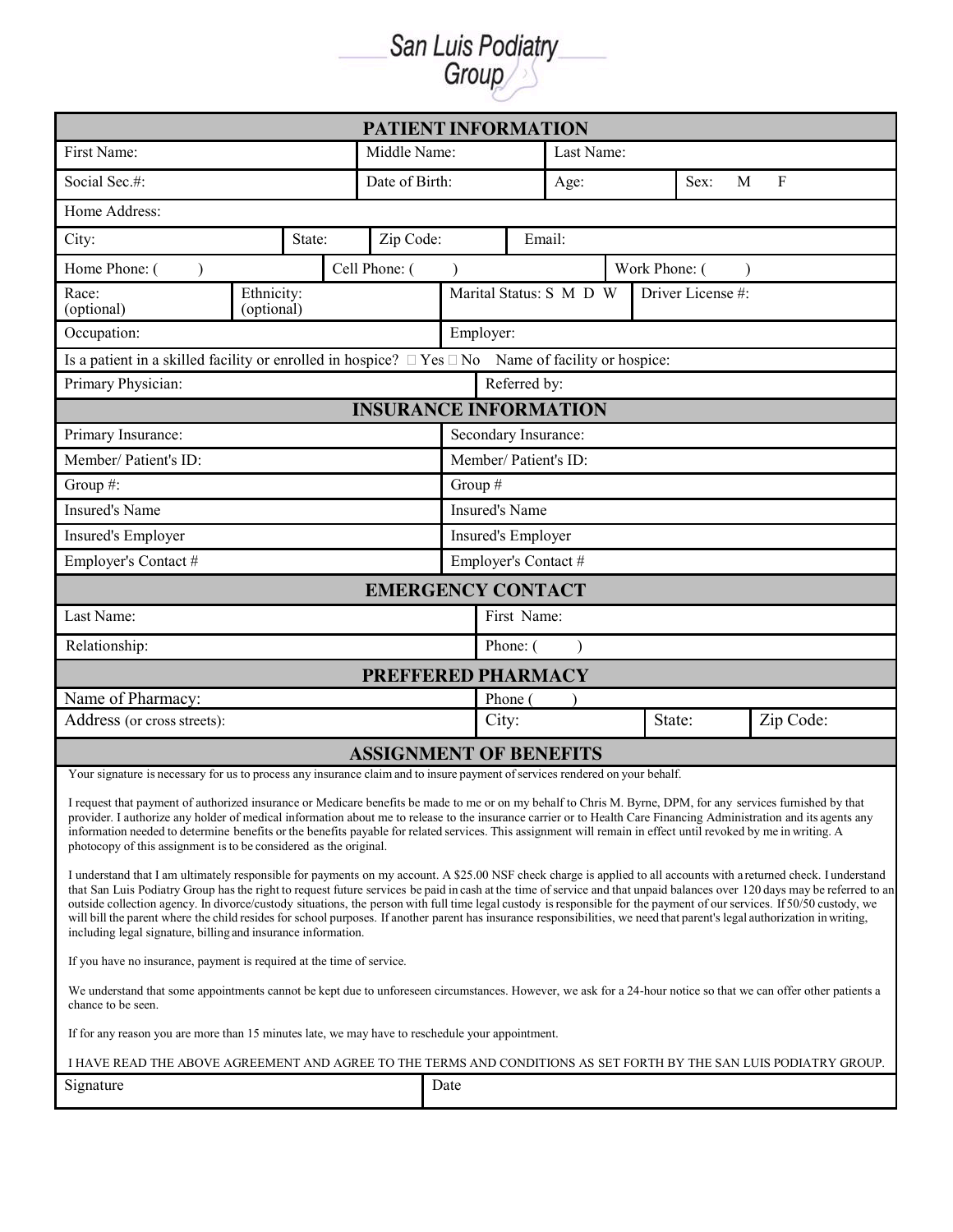# San Luis Podiatry Group

## PATIENT INFORMATION

| First Name: | Middle Name: | Last Name: | |
|---|---|---|---|
| Social Sec.#: | Date of Birth: | Age: | Sex: M F |

Home Address:

| City: | State: | Zip Code: | Email: |
|---|---|---|---|

| Home Phone: ( ) | Cell Phone: ( ) | Work Phone: ( ) |
|---|---|---|

| Race: (optional) | Ethnicity: (optional) | Marital Status: S M D W | Driver License #: |
|---|---|---|---|

| Occupation: | Employer: |
|---|---|

Is a patient in a skilled facility or enrolled in hospice? ☐ Yes ☐ No Name of facility or hospice:

| Primary Physician: | Referred by: |
|---|---|

## INSURANCE INFORMATION

| Primary Insurance: | Secondary Insurance: |
|---|---|
| Member/ Patient's ID: | Member/ Patient's ID: |
| Group #: | Group # |
| Insured's Name | Insured's Name |
| Insured's Employer | Insured's Employer |
| Employer's Contact # | Employer's Contact # |

## EMERGENCY CONTACT

| Last Name: | First Name: |
|---|---|
| Relationship: | Phone: ( ) |

## PREFFERED PHARMACY

| Name of Pharmacy: | Phone ( ) | | |
|---|---|---|---|
| Address (or cross streets): | City: | State: | Zip Code: |

## ASSIGNMENT OF BENEFITS

Your signature is necessary for us to process any insurance claim and to insure payment of services rendered on your behalf.

I request that payment of authorized insurance or Medicare benefits be made to me or on my behalf to Chris M. Byrne, DPM, for any services furnished by that provider. I authorize any holder of medical information about me to release to the insurance carrier or to Health Care Financing Administration and its agents any information needed to determine benefits or the benefits payable for related services. This assignment will remain in effect until revoked by me in writing. A photocopy of this assignment is to be considered as the original.

I understand that I am ultimately responsible for payments on my account. A $25.00 NSF check charge is applied to all accounts with a returned check. I understand that San Luis Podiatry Group has the right to request future services be paid in cash at the time of service and that unpaid balances over 120 days may be referred to an outside collection agency. In divorce/custody situations, the person with full time legal custody is responsible for the payment of our services. If 50/50 custody, we will bill the parent where the child resides for school purposes. If another parent has insurance responsibilities, we need that parent's legal authorization in writing, including legal signature, billing and insurance information.

If you have no insurance, payment is required at the time of service.

We understand that some appointments cannot be kept due to unforeseen circumstances. However, we ask for a 24-hour notice so that we can offer other patients a chance to be seen.

If for any reason you are more than 15 minutes late, we may have to reschedule your appointment.

I HAVE READ THE ABOVE AGREEMENT AND AGREE TO THE TERMS AND CONDITIONS AS SET FORTH BY THE SAN LUIS PODIATRY GROUP.

| Signature | Date |
|---|---|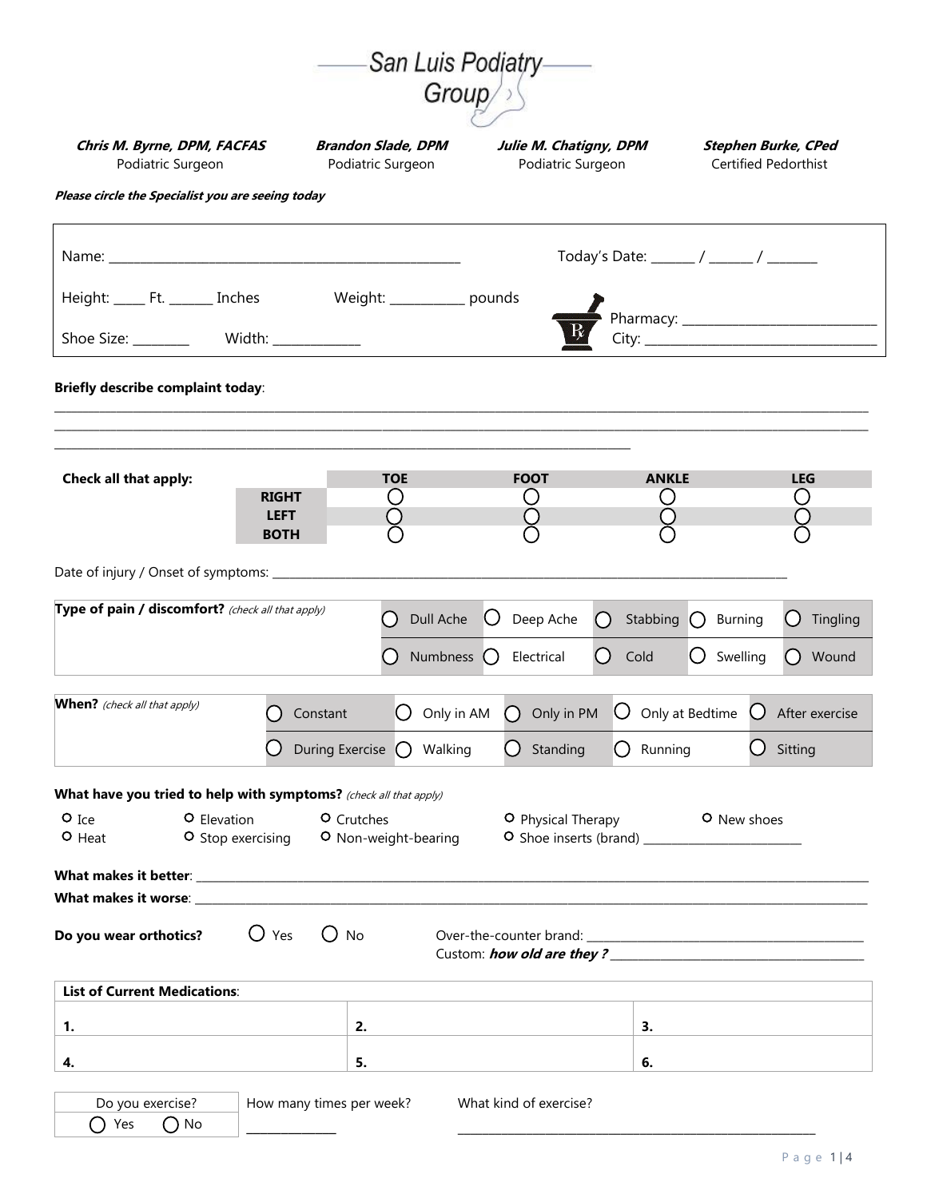# San Luis Podiatry Group

| **Chris M. Byrne, DPM, FACFAS** | **Brandon Slade, DPM** | **Julie M. Chatigny, DPM** | **Stephen Burke, CPed** |
|---|---|---|---|
| Podiatric Surgeon | Podiatric Surgeon | Podiatric Surgeon | Certified Pedorthist |

***Please circle the Specialist you are seeing today***

Name: ______________________________________________ Today's Date: ______ / ______ / ______

Height: _____ Ft. ______ Inches Weight: __________ pounds

Shoe Size: ________ Width: ____________

Pharmacy: ____________________________

City: ________________________________

**Briefly describe complaint today**:

______________________________________________________________________________________________

______________________________________________________________________________________________

______________________________________________________________________________________________

| **Check all that apply:** | | **TOE** | **FOOT** | **ANKLE** | **LEG** |
|---|---|---|---|---|---|
| | **RIGHT** | ○ | ○ | ○ | ○ |
| | **LEFT** | ○ | ○ | ○ | ○ |
| | **BOTH** | ○ | ○ | ○ | ○ |

Date of injury / Onset of symptoms: ____________________________________________________________

| **Type of pain / discomfort?** *(check all that apply)* | ○ Dull Ache | ○ Deep Ache | ○ Stabbing | ○ Burning | ○ Tingling |
|---|---|---|---|---|---|
| | ○ Numbness | ○ Electrical | ○ Cold | ○ Swelling | ○ Wound |

| **When?** *(check all that apply)* | ○ Constant | ○ Only in AM | ○ Only in PM | ○ Only at Bedtime | ○ After exercise |
|---|---|---|---|---|---|
| | ○ During Exercise | ○ Walking | ○ Standing | ○ Running | ○ Sitting |

**What have you tried to help with symptoms?** *(check all that apply)*

○ Ice ○ Elevation ○ Crutches ○ Physical Therapy ○ New shoes

○ Heat ○ Stop exercising ○ Non-weight-bearing ○ Shoe inserts (brand) ____________________

**What makes it better**: ____________________________________________________________

**What makes it worse**: ____________________________________________________________

**Do you wear orthotics?** ○ Yes ○ No Over-the-counter brand: ______________________________

Custom: ***how old are they ?*** ______________________________

| **List of Current Medications**: | | |
|---|---|---|
| **1.** | **2.** | **3.** |
| **4.** | **5.** | **6.** |

| Do you exercise? | How many times per week? | What kind of exercise? |
|---|---|---|
| ○ Yes ○ No | ____________ | ______________________________ |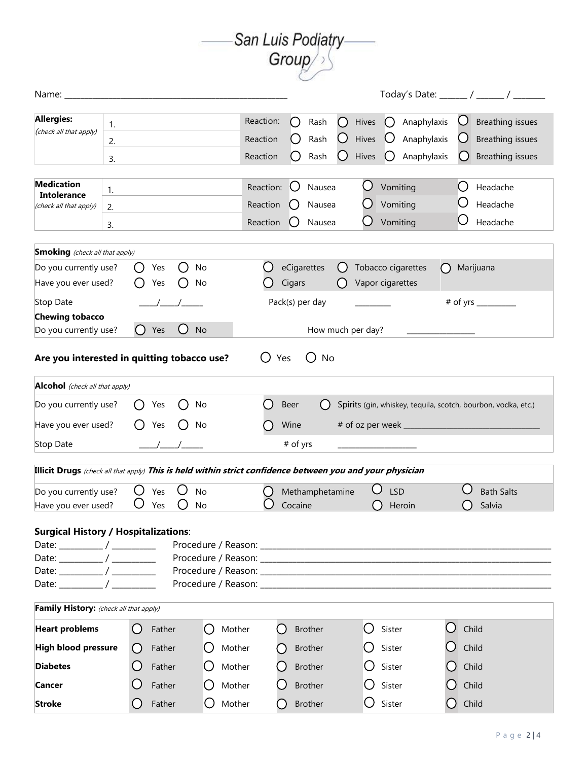# San Luis Podiatry Group

Name: ______________________________ Today's Date: ______ / ______ / _______

| **Allergies:** *(check all that apply)* | | Reaction | | | | |
|---|---|---|---|---|---|---|
| | 1. | Reaction: | ◯ Rash | ◯ Hives | ◯ Anaphylaxis | ◯ Breathing issues |
| | 2. | Reaction | ◯ Rash | ◯ Hives | ◯ Anaphylaxis | ◯ Breathing issues |
| | 3. | Reaction | ◯ Rash | ◯ Hives | ◯ Anaphylaxis | ◯ Breathing issues |

| **Medication Intolerance** *(check all that apply)* | | Reaction | | | |
|---|---|---|---|---|---|
| | 1. | Reaction: | ◯ Nausea | ◯ Vomiting | ◯ Headache |
| | 2. | Reaction | ◯ Nausea | ◯ Vomiting | ◯ Headache |
| | 3. | Reaction | ◯ Nausea | ◯ Vomiting | ◯ Headache |

| **Smoking** *(check all that apply)* | | | | | |
|---|---|---|---|---|---|
| Do you currently use? | ◯ Yes | ◯ No | ◯ eCigarettes | ◯ Tobacco cigarettes | ◯ Marijuana |
| Have you ever used? | ◯ Yes | ◯ No | ◯ Cigars | ◯ Vapor cigarettes | |
| Stop Date | ____/____/_____ | | Pack(s) per day | ________ | # of yrs _________ |
| **Chewing tobacco** | | | | | |
| Do you currently use? | ◯ Yes | ◯ No | How much per day? | _______________ | |

**Are you interested in quitting tobacco use?** ◯ Yes ◯ No

| **Alcohol** *(check all that apply)* | | | | |
|---|---|---|---|---|
| Do you currently use? | ◯ Yes | ◯ No | ◯ Beer | ◯ Spirits (gin, whiskey, tequila, scotch, bourbon, vodka, etc.) |
| Have you ever used? | ◯ Yes | ◯ No | ◯ Wine | # of oz per week ______________________________ |
| Stop Date | ____/____/_____ | | # of yrs | __________________ |

| **Illicit Drugs** *(check all that apply)* ***This is held within strict confidence between you and your physician*** | | | | | |
|---|---|---|---|---|---|
| Do you currently use? | ◯ Yes | ◯ No | ◯ Methamphetamine | ◯ LSD | ◯ Bath Salts |
| Have you ever used? | ◯ Yes | ◯ No | ◯ Cocaine | ◯ Heroin | ◯ Salvia |

**Surgical History / Hospitalizations**:

Date: _________ / _________ Procedure / Reason: ____________________________________________

Date: _________ / _________ Procedure / Reason: ____________________________________________

Date: _________ / _________ Procedure / Reason: ____________________________________________

Date: _________ / _________ Procedure / Reason: ____________________________________________

| **Family History:** *(check all that apply)* | | | | | |
|---|---|---|---|---|---|
| **Heart problems** | ◯ Father | ◯ Mother | ◯ Brother | ◯ Sister | ◯ Child |
| **High blood pressure** | ◯ Father | ◯ Mother | ◯ Brother | ◯ Sister | ◯ Child |
| **Diabetes** | ◯ Father | ◯ Mother | ◯ Brother | ◯ Sister | ◯ Child |
| **Cancer** | ◯ Father | ◯ Mother | ◯ Brother | ◯ Sister | ◯ Child |
| **Stroke** | ◯ Father | ◯ Mother | ◯ Brother | ◯ Sister | ◯ Child |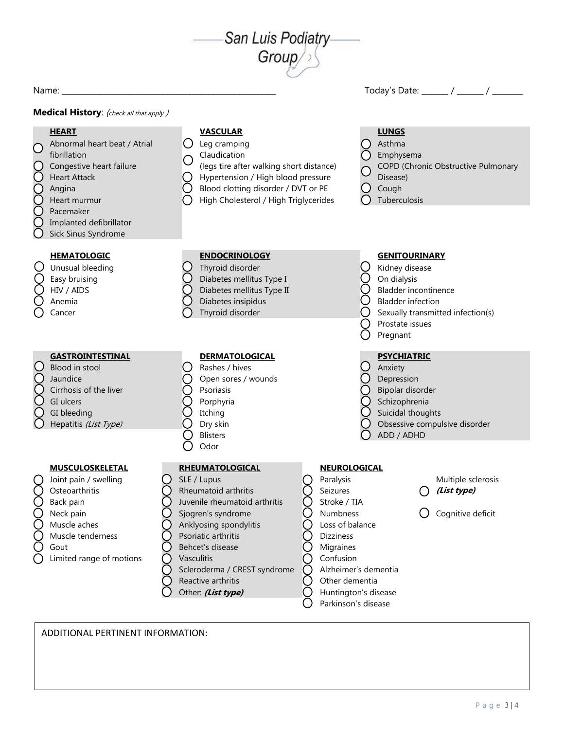San Luis Podiatry Group

Name: ____________________________________________________ Today's Date: _______ / _______ / ________

**Medical History**: *(check all that apply )*

**HEART**

- ◯ Abnormal heart beat / Atrial fibrillation
- ◯ Congestive heart failure
- ◯ Heart Attack
- ◯ Angina
- ◯ Heart murmur
- ◯ Pacemaker
- ◯ Implanted defibrillator
- ◯ Sick Sinus Syndrome

**VASCULAR**

- ◯ Leg cramping
- ◯ Claudication (legs tire after walking short distance)
- ◯ Hypertension / High blood pressure
- ◯ Blood clotting disorder / DVT or PE
- ◯ High Cholesterol / High Triglycerides

**LUNGS**

- ◯ Asthma
- ◯ Emphysema
- ◯ COPD (Chronic Obstructive Pulmonary Disease)
- ◯ Cough
- ◯ Tuberculosis

**HEMATOLOGIC**

- ◯ Unusual bleeding
- ◯ Easy bruising
- ◯ HIV / AIDS
- ◯ Anemia
- ◯ Cancer

**ENDOCRINOLOGY**

- ◯ Thyroid disorder
- ◯ Diabetes mellitus Type I
- ◯ Diabetes mellitus Type II
- ◯ Diabetes insipidus
- ◯ Thyroid disorder

**GENITOURINARY**

- ◯ Kidney disease
- ◯ On dialysis
- ◯ Bladder incontinence
- ◯ Bladder infection
- ◯ Sexually transmitted infection(s)
- ◯ Prostate issues
- ◯ Pregnant

**GASTROINTESTINAL**

- ◯ Blood in stool
- ◯ Jaundice
- ◯ Cirrhosis of the liver
- ◯ GI ulcers
- ◯ GI bleeding
- ◯ Hepatitis *(List Type)*

**DERMATOLOGICAL**

- ◯ Rashes / hives
- ◯ Open sores / wounds
- ◯ Psoriasis
- ◯ Porphyria
- ◯ Itching
- ◯ Dry skin
- ◯ Blisters
- ◯ Odor

**PSYCHIATRIC**

- ◯ Anxiety
- ◯ Depression
- ◯ Bipolar disorder
- ◯ Schizophrenia
- ◯ Suicidal thoughts
- ◯ Obsessive compulsive disorder
- ◯ ADD / ADHD

**MUSCULOSKELETAL**

- ◯ Joint pain / swelling
- ◯ Osteoarthritis
- ◯ Back pain
- ◯ Neck pain
- ◯ Muscle aches
- ◯ Muscle tenderness
- ◯ Gout
- ◯ Limited range of motions

**RHEUMATOLOGICAL**

- ◯ SLE / Lupus
- ◯ Rheumatoid arthritis
- ◯ Juvenile rheumatoid arthritis
- ◯ Sjogren's syndrome
- ◯ Anklyosing spondylitis
- ◯ Psoriatic arthritis
- ◯ Behcet's disease
- ◯ Vasculitis
- ◯ Scleroderma / CREST syndrome
- ◯ Reactive arthritis
- ◯ Other: ***(List type)***

**NEUROLOGICAL**

- ◯ Paralysis
- ◯ Seizures
- ◯ Stroke / TIA
- ◯ Numbness
- ◯ Loss of balance
- ◯ Dizziness
- ◯ Migraines
- ◯ Confusion
- ◯ Alzheimer's dementia
- ◯ Other dementia
- ◯ Huntington's disease
- ◯ Parkinson's disease
- ◯ Multiple sclerosis ***(List type)***
- ◯ Cognitive deficit

ADDITIONAL PERTINENT INFORMATION: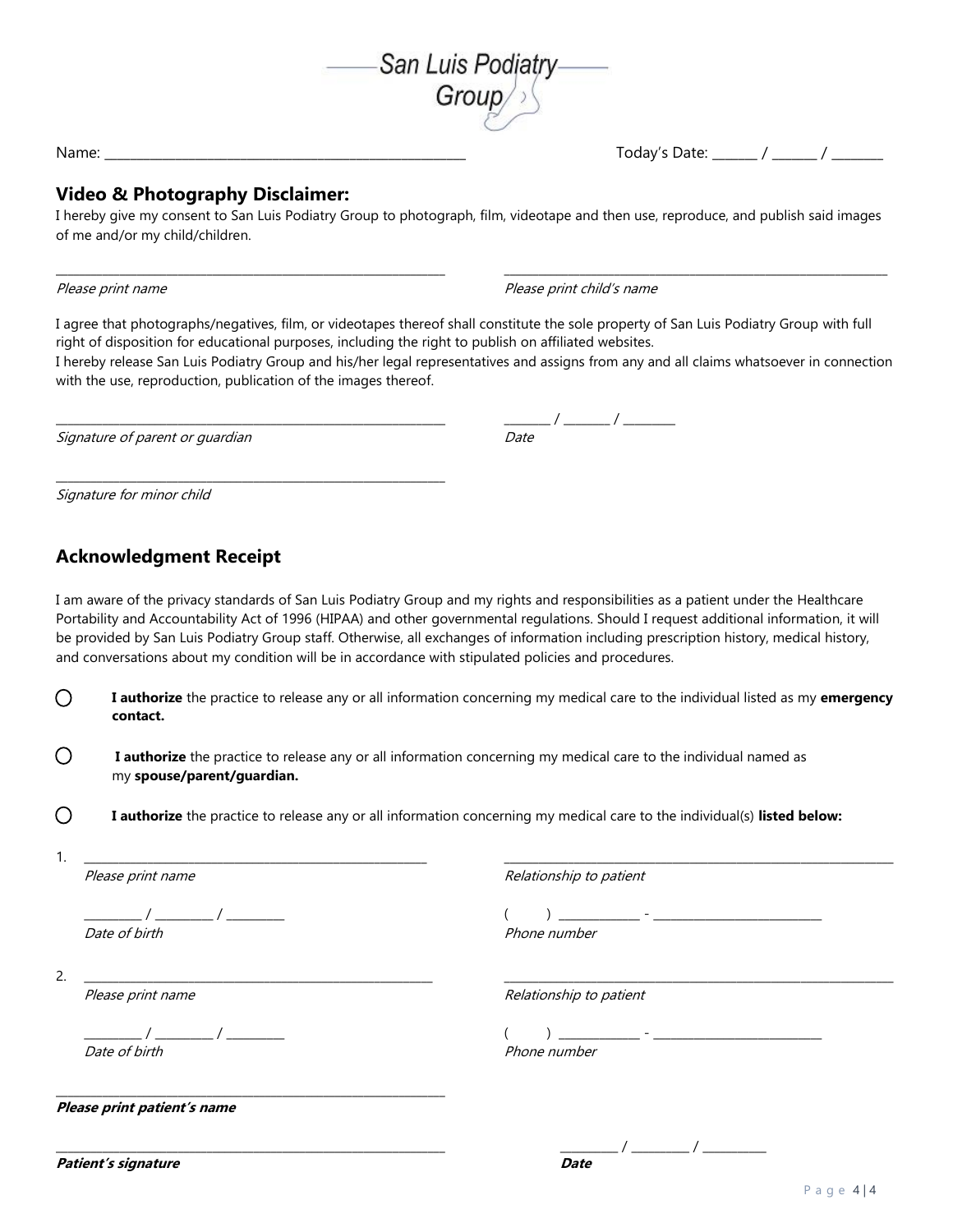San Luis Podiatry Group

Name: ______________________________________________ Today's Date: ______ / ______ / _______

## Video & Photography Disclaimer:

I hereby give my consent to San Luis Podiatry Group to photograph, film, videotape and then use, reproduce, and publish said images of me and/or my child/children.

_______________________________________ _______________________________________

*Please print name* *Please print child's name*

I agree that photographs/negatives, film, or videotapes thereof shall constitute the sole property of San Luis Podiatry Group with full right of disposition for educational purposes, including the right to publish on affiliated websites.
I hereby release San Luis Podiatry Group and his/her legal representatives and assigns from any and all claims whatsoever in connection with the use, reproduction, publication of the images thereof.

_______________________________________ _______ / _______ / ________

*Signature of parent or guardian* *Date*

_______________________________________

*Signature for minor child*

## Acknowledgment Receipt

I am aware of the privacy standards of San Luis Podiatry Group and my rights and responsibilities as a patient under the Healthcare Portability and Accountability Act of 1996 (HIPAA) and other governmental regulations. Should I request additional information, it will be provided by San Luis Podiatry Group staff. Otherwise, all exchanges of information including prescription history, medical history, and conversations about my condition will be in accordance with stipulated policies and procedures.

○ **I authorize** the practice to release any or all information concerning my medical care to the individual listed as my **emergency contact.**

○ **I authorize** the practice to release any or all information concerning my medical care to the individual named as my **spouse/parent/guardian.**

○ **I authorize** the practice to release any or all information concerning my medical care to the individual(s) **listed below:**

1. _______________________________________ _______________________________________

   *Please print name* *Relationship to patient*

   _________ / _________ / _________ ( ) ____________ - _________________________

   *Date of birth* *Phone number*

2. _______________________________________ _______________________________________

   *Please print name* *Relationship to patient*

   _________ / _________ / _________ ( ) ____________ - _________________________

   *Date of birth* *Phone number*

_______________________________________

***Please print patient's name***

_______________________________________ _________ / _________ / __________

***Patient's signature*** ***Date***